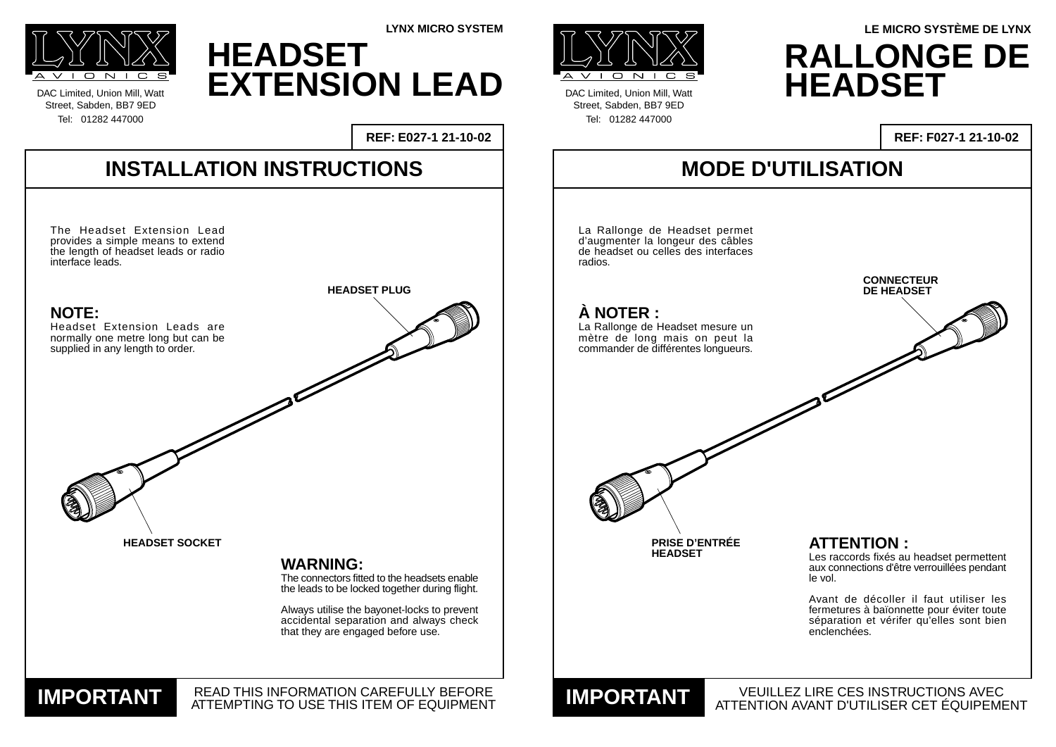LYNX AVIONICS

DAC Limited, Union Mill, Watt Street, Sabden, BB7 9ED

Tel: 01282 447000

LYNX MICRO SYSTEM

# HEADSET EXTENSION LEAD

**REF: E027-1 21-10-02**

## INSTALLATION INSTRUCTIONS

The Headset Extension Lead provides a simple means to extend the length of headset leads or radio interface leads.

### NOTE:

Headset Extension Leads are normally one metre long but can be supplied in any length to order.

**HEADSET PLUG**

**HEADSET SOCKET**

### WARNING:

The connectors fitted to the headsets enable the leads to be locked together during flight.

Always utilise the bayonet-locks to prevent accidental separation and always check that they are engaged before use.

**IMPORTANT** READ THIS INFORMATION CAREFULLY BEFORE ATTEMPTING TO USE THIS ITEM OF EQUIPMENT

---

LYNX AVIONICS

DAC Limited, Union Mill, Watt Street, Sabden, BB7 9ED

Tel: 01282 447000

LE MICRO SYSTÈME DE LYNX

# RALLONGE DE HEADSET

**REF: F027-1 21-10-02**

## MODE D'UTILISATION

La Rallonge de Headset permet d'augmenter la longeur des câbles de headset ou celles des interfaces radios.

### À NOTER :

La Rallonge de Headset mesure un mètre de long mais on peut la commander de différentes longueurs.

**CONNECTEUR DE HEADSET**

**PRISE D'ENTRÉE HEADSET**

### ATTENTION :

Les raccords fixés au headset permettent aux connections d'être verrouillées pendant le vol.

Avant de décoller il faut utiliser les fermetures à baïonnette pour éviter toute séparation et vérifer qu'elles sont bien enclenchées.

**IMPORTANT** VEUILLEZ LIRE CES INSTRUCTIONS AVEC ATTENTION AVANT D'UTILISER CET ÉQUIPEMENT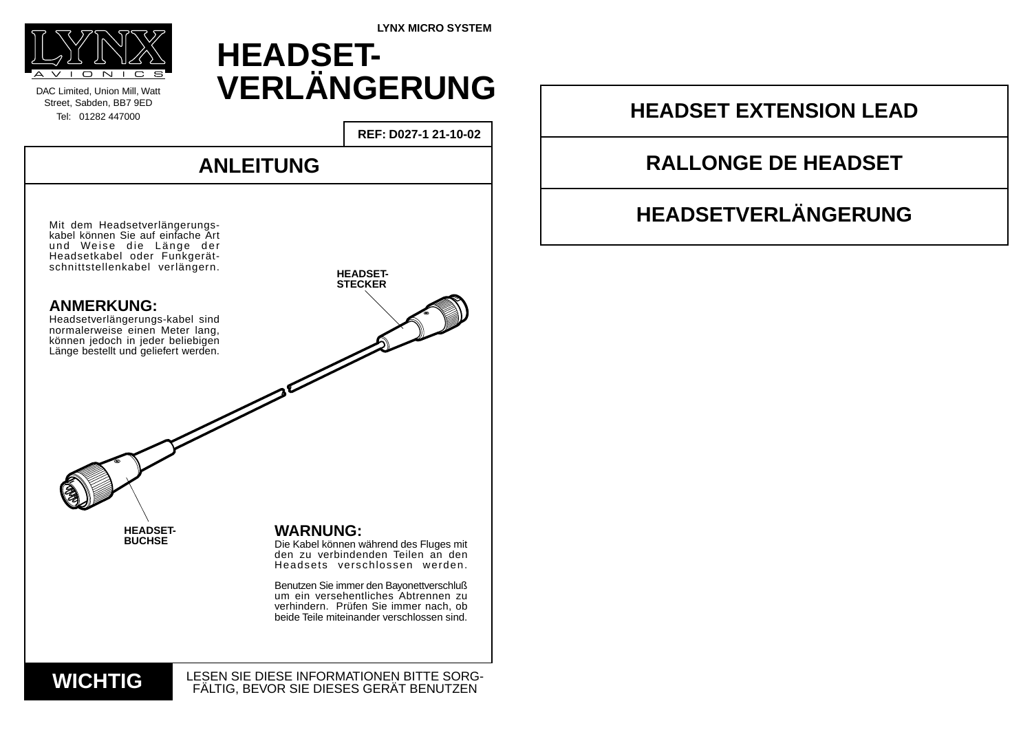LYNX AVIONICS

DAC Limited, Union Mill, Watt Street, Sabden, BB7 9ED
Tel: 01282 447000

LYNX MICRO SYSTEM

# HEADSET-VERLÄNGERUNG

REF: D027-1 21-10-02

## ANLEITUNG

Mit dem Headsetverlängerungs-kabel können Sie auf einfache Art und Weise die Länge der Headsetkabel oder Funkgerät-schnittstellenkabel verlängern.

### ANMERKUNG:

Headsetverlängerungs-kabel sind normalerweise einen Meter lang, können jedoch in jeder beliebigen Länge bestellt und geliefert werden.

HEADSET-STECKER

HEADSET-BUCHSE

### WARNUNG:

Die Kabel können während des Fluges mit den zu verbindenden Teilen an den Headsets verschlossen werden.

Benutzen Sie immer den Bayonettverschluß um ein versehentliches Abtrennen zu verhindern. Prüfen Sie immer nach, ob beide Teile miteinander verschlossen sind.

**WICHTIG** LESEN SIE DIESE INFORMATIONEN BITTE SORGFÄLTIG, BEVOR SIE DIESES GERÄT BENUTZEN

## HEADSET EXTENSION LEAD

## RALLONGE DE HEADSET

## HEADSETVERLÄNGERUNG